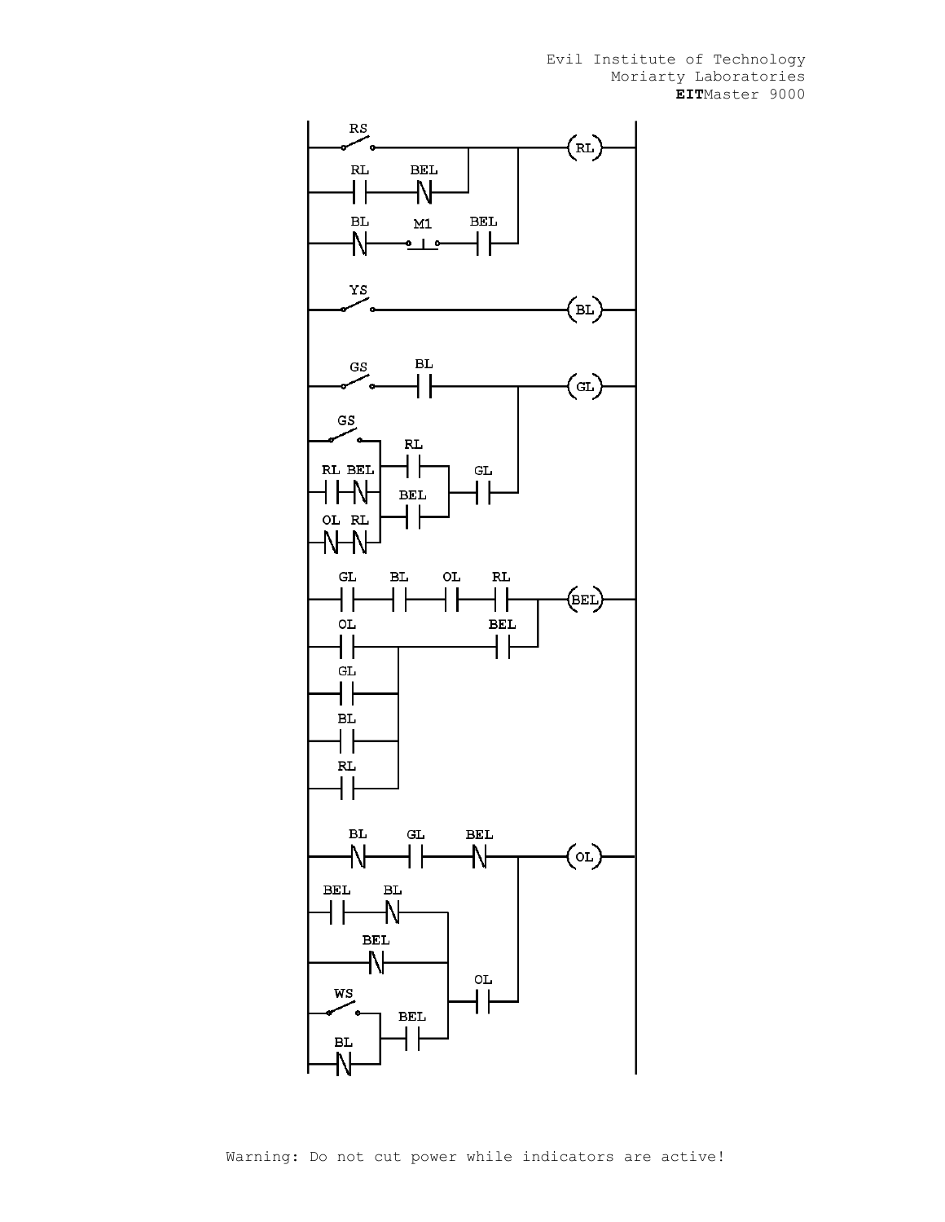Evil Institute of Technology
Moriarty Laboratories
**EIT**Master 9000

Warning: Do not cut power while indicators are active!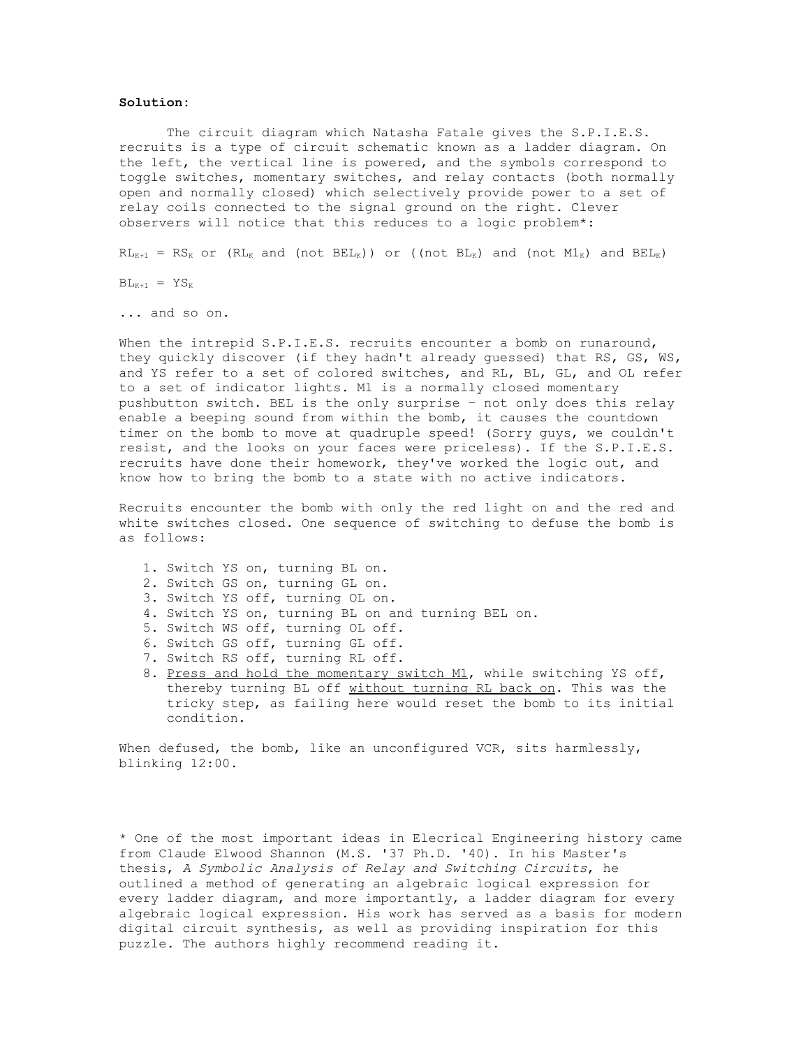**Solution:**

The circuit diagram which Natasha Fatale gives the S.P.I.E.S. recruits is a type of circuit schematic known as a ladder diagram. On the left, the vertical line is powered, and the symbols correspond to toggle switches, momentary switches, and relay contacts (both normally open and normally closed) which selectively provide power to a set of relay coils connected to the signal ground on the right. Clever observers will notice that this reduces to a logic problem*:

$RL_{K+1}$ = $RS_K$ or ($RL_K$ and (not $BEL_K$)) or ((not $BL_K$) and (not $M1_K$) and $BEL_K$)

$BL_{K+1}$ = $YS_K$

... and so on.

When the intrepid S.P.I.E.S. recruits encounter a bomb on runaround, they quickly discover (if they hadn't already guessed) that RS, GS, WS, and YS refer to a set of colored switches, and RL, BL, GL, and OL refer to a set of indicator lights. M1 is a normally closed momentary pushbutton switch. BEL is the only surprise – not only does this relay enable a beeping sound from within the bomb, it causes the countdown timer on the bomb to move at quadruple speed! (Sorry guys, we couldn't resist, and the looks on your faces were priceless). If the S.P.I.E.S. recruits have done their homework, they've worked the logic out, and know how to bring the bomb to a state with no active indicators.

Recruits encounter the bomb with only the red light on and the red and white switches closed. One sequence of switching to defuse the bomb is as follows:

1. Switch YS on, turning BL on.
2. Switch GS on, turning GL on.
3. Switch YS off, turning OL on.
4. Switch YS on, turning BL on and turning BEL on.
5. Switch WS off, turning OL off.
6. Switch GS off, turning GL off.
7. Switch RS off, turning RL off.
8. Press and hold the momentary switch M1, while switching YS off, thereby turning BL off without turning RL back on. This was the tricky step, as failing here would reset the bomb to its initial condition.

When defused, the bomb, like an unconfigured VCR, sits harmlessly, blinking 12:00.

\* One of the most important ideas in Elecrical Engineering history came from Claude Elwood Shannon (M.S. '37 Ph.D. '40). In his Master's thesis, *A Symbolic Analysis of Relay and Switching Circuits*, he outlined a method of generating an algebraic logical expression for every ladder diagram, and more importantly, a ladder diagram for every algebraic logical expression. His work has served as a basis for modern digital circuit synthesis, as well as providing inspiration for this puzzle. The authors highly recommend reading it.